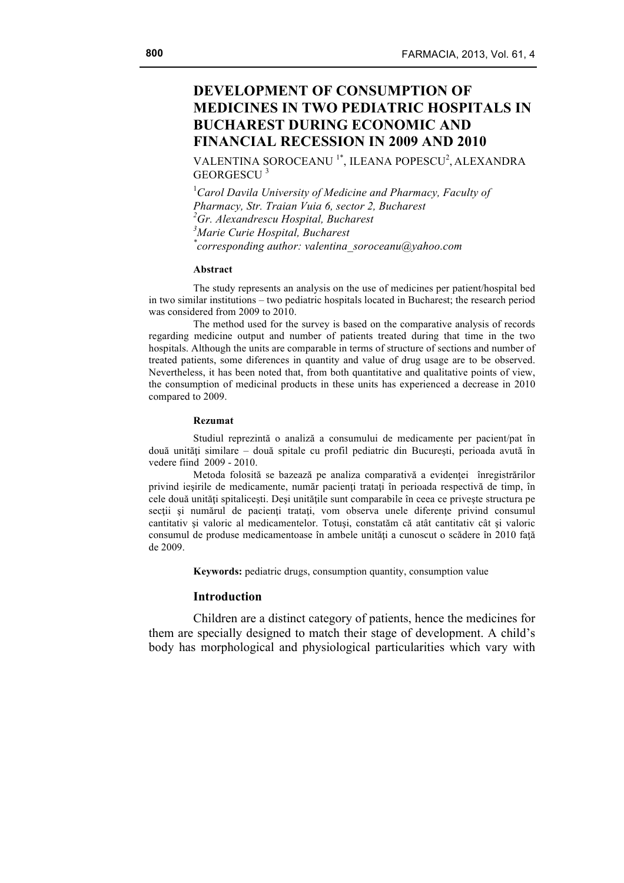# DEVELOPMENT OF CONSUMPTION OF MEDICINES IN TWO PEDIATRIC HOSPITALS IN BUCHAREST DURING ECONOMIC AND FINANCIAL RECESSION IN 2009 AND 2010

VALENTINA SOROCEANU [1*], ILEANA POPESCU[2], ALEXANDRA GEORGESCU [3]

[1]*Carol Davila University of Medicine and Pharmacy, Faculty of Pharmacy, Str. Traian Vuia 6, sector 2, Bucharest*
[2]*Gr. Alexandrescu Hospital, Bucharest*
[3]*Marie Curie Hospital, Bucharest*
[*]*corresponding author: valentina_soroceanu@yahoo.com*

**Abstract**

The study represents an analysis on the use of medicines per patient/hospital bed in two similar institutions – two pediatric hospitals located in Bucharest; the research period was considered from 2009 to 2010.

The method used for the survey is based on the comparative analysis of records regarding medicine output and number of patients treated during that time in the two hospitals. Although the units are comparable in terms of structure of sections and number of treated patients, some diferences in quantity and value of drug usage are to be observed. Nevertheless, it has been noted that, from both quantitative and qualitative points of view, the consumption of medicinal products in these units has experienced a decrease in 2010 compared to 2009.

**Rezumat**

Studiul reprezintă o analiză a consumului de medicamente per pacient/pat în două unităţi similare – două spitale cu profil pediatric din Bucureşti, perioada avută în vedere fiind 2009 - 2010.

Metoda folosită se bazează pe analiza comparativă a evidenţei înregistrărilor privind ieşirile de medicamente, număr pacienţi trataţi în perioada respectivă de timp, în cele două unităţi spitaliceşti. Deşi unităţile sunt comparabile în ceea ce priveşte structura pe secţii şi numărul de pacienţi trataţi, vom observa unele diferenţe privind consumul cantitativ şi valoric al medicamentelor. Totuşi, constatăm că atât cantitativ cât şi valoric consumul de produse medicamentoase în ambele unităţi a cunoscut o scădere în 2010 faţă de 2009.

**Keywords:** pediatric drugs, consumption quantity, consumption value

## Introduction

Children are a distinct category of patients, hence the medicines for them are specially designed to match their stage of development. A child's body has morphological and physiological particularities which vary with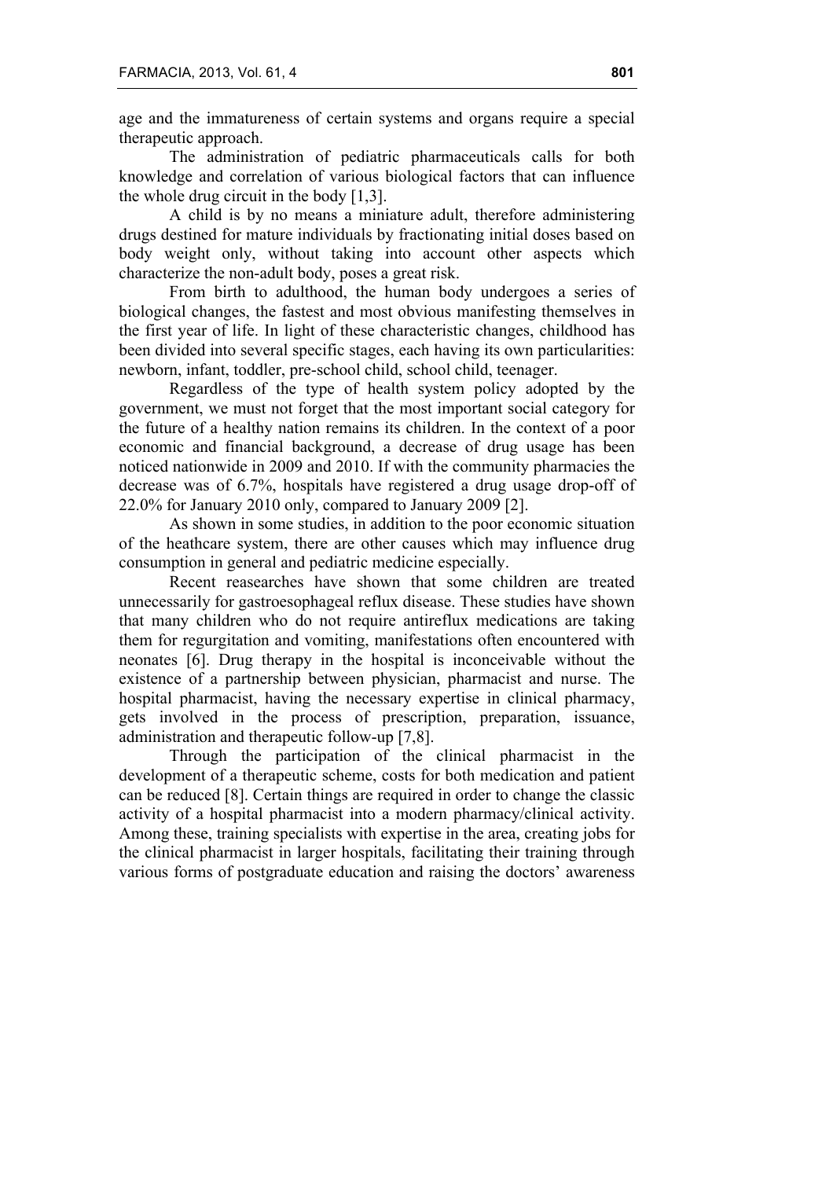age and the immatureness of certain systems and organs require a special therapeutic approach.

The administration of pediatric pharmaceuticals calls for both knowledge and correlation of various biological factors that can influence the whole drug circuit in the body [1,3].

A child is by no means a miniature adult, therefore administering drugs destined for mature individuals by fractionating initial doses based on body weight only, without taking into account other aspects which characterize the non-adult body, poses a great risk.

From birth to adulthood, the human body undergoes a series of biological changes, the fastest and most obvious manifesting themselves in the first year of life. In light of these characteristic changes, childhood has been divided into several specific stages, each having its own particularities: newborn, infant, toddler, pre-school child, school child, teenager.

Regardless of the type of health system policy adopted by the government, we must not forget that the most important social category for the future of a healthy nation remains its children. In the context of a poor economic and financial background, a decrease of drug usage has been noticed nationwide in 2009 and 2010. If with the community pharmacies the decrease was of 6.7%, hospitals have registered a drug usage drop-off of 22.0% for January 2010 only, compared to January 2009 [2].

As shown in some studies, in addition to the poor economic situation of the heathcare system, there are other causes which may influence drug consumption in general and pediatric medicine especially.

Recent reasearches have shown that some children are treated unnecessarily for gastroesophageal reflux disease. These studies have shown that many children who do not require antireflux medications are taking them for regurgitation and vomiting, manifestations often encountered with neonates [6]. Drug therapy in the hospital is inconceivable without the existence of a partnership between physician, pharmacist and nurse. The hospital pharmacist, having the necessary expertise in clinical pharmacy, gets involved in the process of prescription, preparation, issuance, administration and therapeutic follow-up [7,8].

Through the participation of the clinical pharmacist in the development of a therapeutic scheme, costs for both medication and patient can be reduced [8]. Certain things are required in order to change the classic activity of a hospital pharmacist into a modern pharmacy/clinical activity. Among these, training specialists with expertise in the area, creating jobs for the clinical pharmacist in larger hospitals, facilitating their training through various forms of postgraduate education and raising the doctors' awareness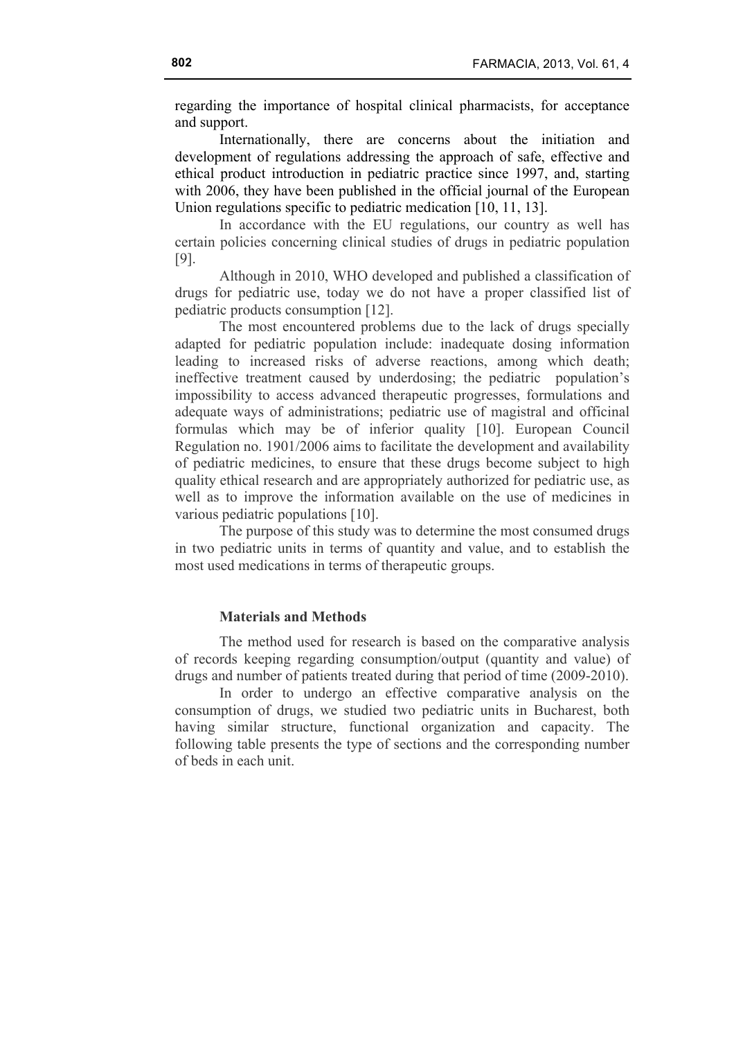regarding the importance of hospital clinical pharmacists, for acceptance and support.

Internationally, there are concerns about the initiation and development of regulations addressing the approach of safe, effective and ethical product introduction in pediatric practice since 1997, and, starting with 2006, they have been published in the official journal of the European Union regulations specific to pediatric medication [10, 11, 13].

In accordance with the EU regulations, our country as well has certain policies concerning clinical studies of drugs in pediatric population [9].

Although in 2010, WHO developed and published a classification of drugs for pediatric use, today we do not have a proper classified list of pediatric products consumption [12].

The most encountered problems due to the lack of drugs specially adapted for pediatric population include: inadequate dosing information leading to increased risks of adverse reactions, among which death; ineffective treatment caused by underdosing; the pediatric population's impossibility to access advanced therapeutic progresses, formulations and adequate ways of administrations; pediatric use of magistral and officinal formulas which may be of inferior quality [10]. European Council Regulation no. 1901/2006 aims to facilitate the development and availability of pediatric medicines, to ensure that these drugs become subject to high quality ethical research and are appropriately authorized for pediatric use, as well as to improve the information available on the use of medicines in various pediatric populations [10].

The purpose of this study was to determine the most consumed drugs in two pediatric units in terms of quantity and value, and to establish the most used medications in terms of therapeutic groups.

## Materials and Methods

The method used for research is based on the comparative analysis of records keeping regarding consumption/output (quantity and value) of drugs and number of patients treated during that period of time (2009-2010).

In order to undergo an effective comparative analysis on the consumption of drugs, we studied two pediatric units in Bucharest, both having similar structure, functional organization and capacity. The following table presents the type of sections and the corresponding number of beds in each unit.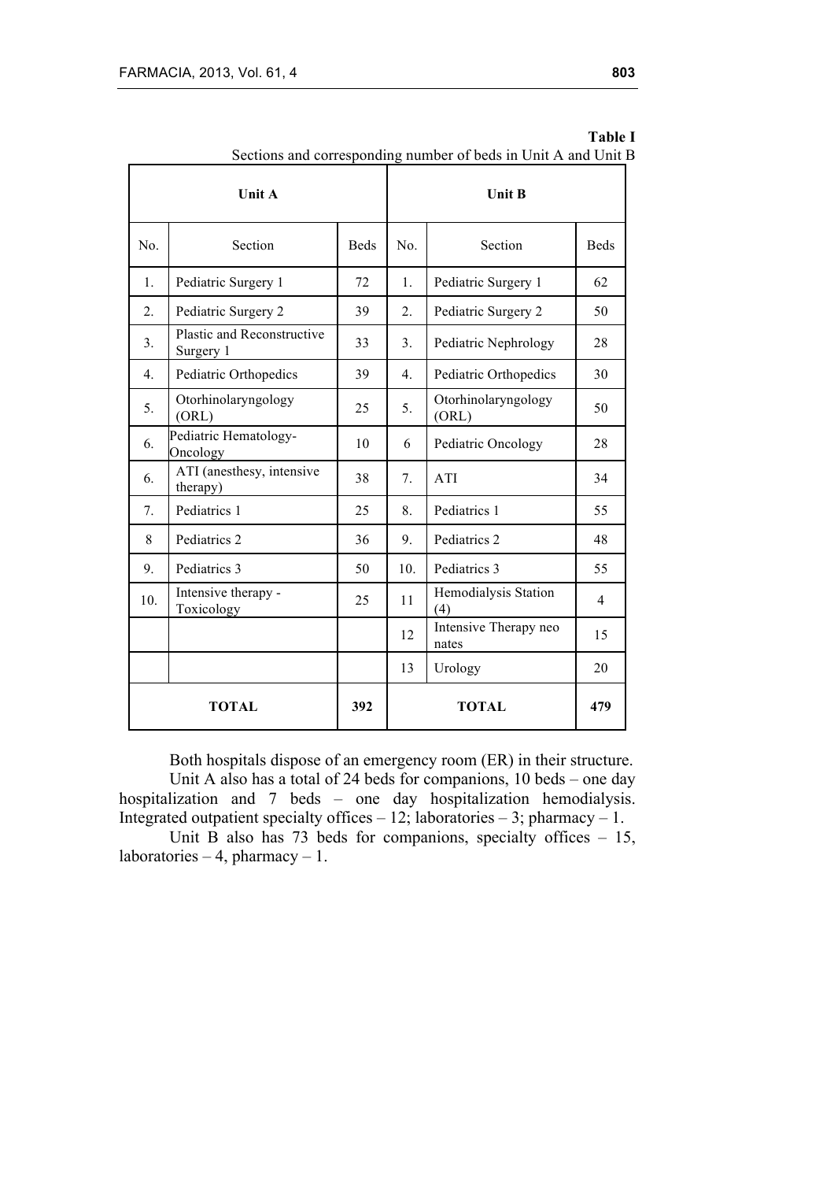**Table I**

Sections and corresponding number of beds in Unit A and Unit B

| Unit A | | | Unit B | | |
|---|---|---|---|---|---|
| No. | Section | Beds | No. | Section | Beds |
| 1. | Pediatric Surgery 1 | 72 | 1. | Pediatric Surgery 1 | 62 |
| 2. | Pediatric Surgery 2 | 39 | 2. | Pediatric Surgery 2 | 50 |
| 3. | Plastic and Reconstructive Surgery 1 | 33 | 3. | Pediatric Nephrology | 28 |
| 4. | Pediatric Orthopedics | 39 | 4. | Pediatric Orthopedics | 30 |
| 5. | Otorhinolaryngology (ORL) | 25 | 5. | Otorhinolaryngology (ORL) | 50 |
| 6. | Pediatric Hematology-Oncology | 10 | 6 | Pediatric Oncology | 28 |
| 6. | ATI (anesthesy, intensive therapy) | 38 | 7. | ATI | 34 |
| 7. | Pediatrics 1 | 25 | 8. | Pediatrics 1 | 55 |
| 8 | Pediatrics 2 | 36 | 9. | Pediatrics 2 | 48 |
| 9. | Pediatrics 3 | 50 | 10. | Pediatrics 3 | 55 |
| 10. | Intensive therapy - Toxicology | 25 | 11 | Hemodialysis Station (4) | 4 |
| | | | 12 | Intensive Therapy neo nates | 15 |
| | | | 13 | Urology | 20 |
| **TOTAL** | | **392** | **TOTAL** | | **479** |

Both hospitals dispose of an emergency room (ER) in their structure.

Unit A also has a total of 24 beds for companions, 10 beds – one day hospitalization and 7 beds – one day hospitalization hemodialysis. Integrated outpatient specialty offices – 12; laboratories – 3; pharmacy – 1.

Unit B also has 73 beds for companions, specialty offices – 15, laboratories – 4, pharmacy – 1.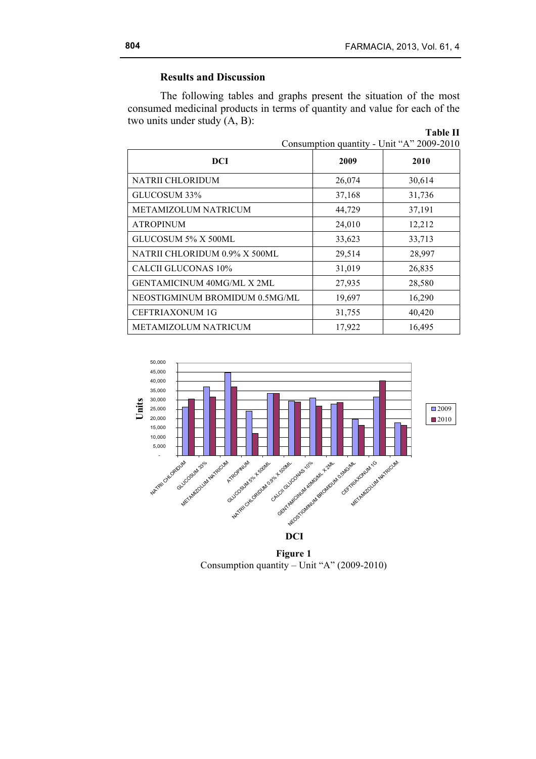### Results and Discussion

The following tables and graphs present the situation of the most consumed medicinal products in terms of quantity and value for each of the two units under study (A, B):

**Table II**

Consumption quantity - Unit "A" 2009-2010

| DCI | 2009 | 2010 |
|---|---|---|
| NATRII CHLORIDUM | 26,074 | 30,614 |
| GLUCOSUM 33% | 37,168 | 31,736 |
| METAMIZOLUM NATRICUM | 44,729 | 37,191 |
| ATROPINUM | 24,010 | 12,212 |
| GLUCOSUM 5% X 500ML | 33,623 | 33,713 |
| NATRII CHLORIDUM 0.9% X 500ML | 29,514 | 28,997 |
| CALCII GLUCONAS 10% | 31,019 | 26,835 |
| GENTAMICINUM 40MG/ML X 2ML | 27,935 | 28,580 |
| NEOSTIGMINUM BROMIDUM 0.5MG/ML | 19,697 | 16,290 |
| CEFTRIAXONUM 1G | 31,755 | 40,420 |
| METAMIZOLUM NATRICUM | 17,922 | 16,495 |

**Figure 1**
Consumption quantity – Unit "A" (2009-2010)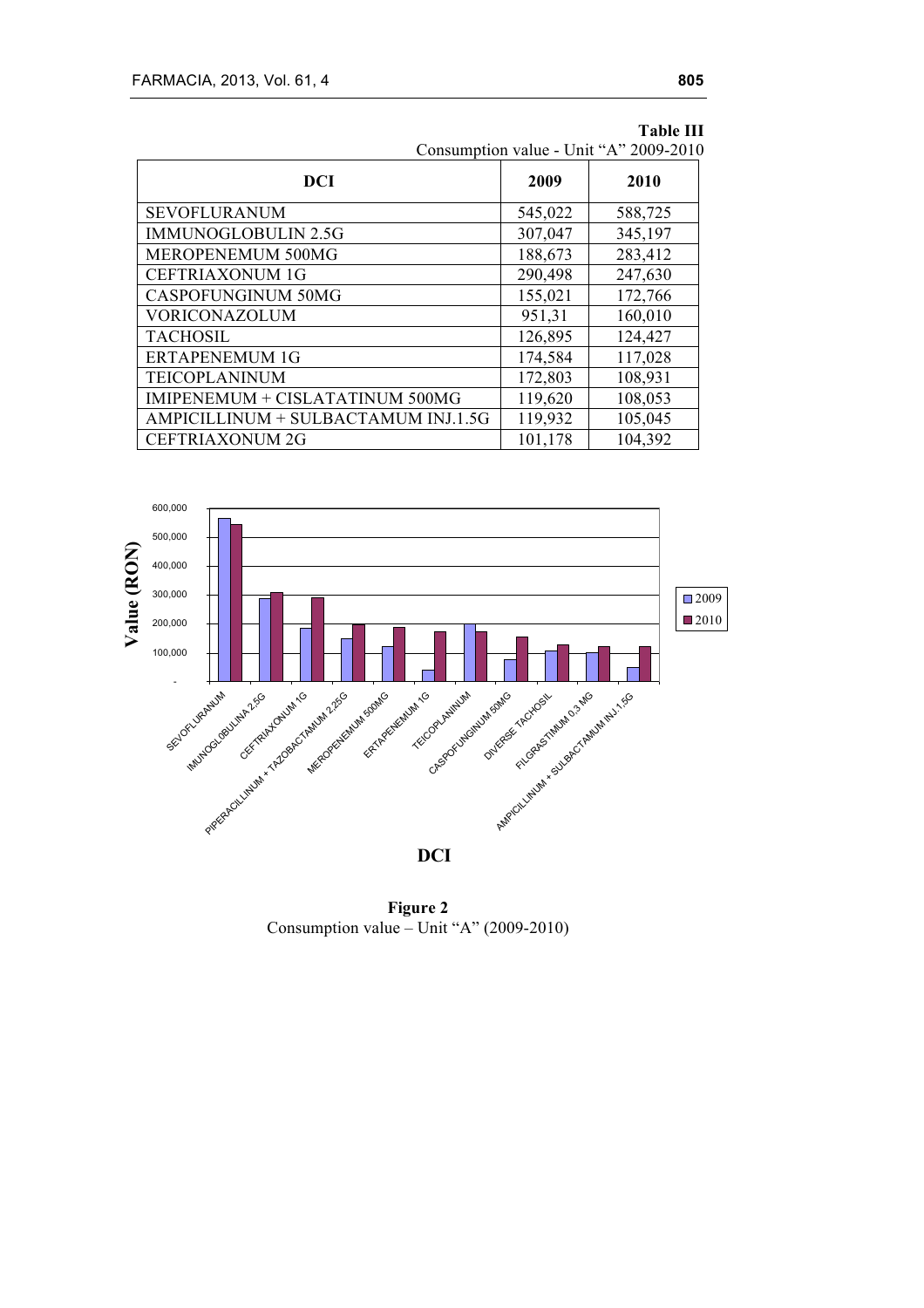**Table III**

Consumption value - Unit "A" 2009-2010

| DCI | 2009 | 2010 |
|---|---|---|
| SEVOFLURANUM | 545,022 | 588,725 |
| IMMUNOGLOBULIN 2.5G | 307,047 | 345,197 |
| MEROPENEMUM 500MG | 188,673 | 283,412 |
| CEFTRIAXONUM 1G | 290,498 | 247,630 |
| CASPOFUNGINUM 50MG | 155,021 | 172,766 |
| VORICONAZOLUM | 951,31 | 160,010 |
| TACHOSIL | 126,895 | 124,427 |
| ERTAPENEMUM 1G | 174,584 | 117,028 |
| TEICOPLANINUM | 172,803 | 108,931 |
| IMIPENEMUM + CISLATATINUM 500MG | 119,620 | 108,053 |
| AMPICILLINUM + SULBACTAMUM INJ.1.5G | 119,932 | 105,045 |
| CEFTRIAXONUM 2G | 101,178 | 104,392 |

**Figure 2**

Consumption value – Unit "A" (2009-2010)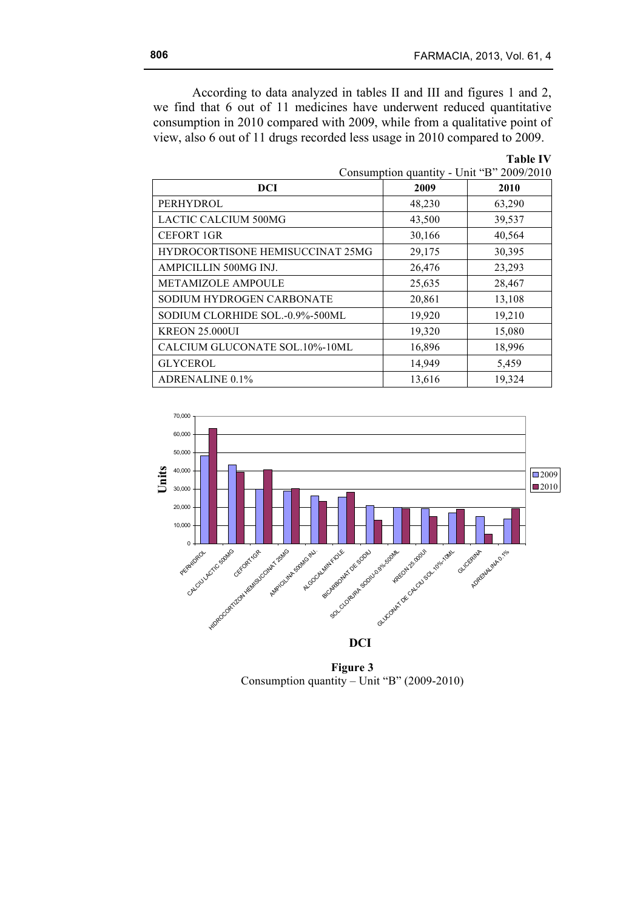According to data analyzed in tables II and III and figures 1 and 2, we find that 6 out of 11 medicines have underwent reduced quantitative consumption in 2010 compared with 2009, while from a qualitative point of view, also 6 out of 11 drugs recorded less usage in 2010 compared to 2009.

**Table IV**

Consumption quantity - Unit "B" 2009/2010

| DCI | 2009 | 2010 |
|---|---|---|
| PERHYDROL | 48,230 | 63,290 |
| LACTIC CALCIUM 500MG | 43,500 | 39,537 |
| CEFORT 1GR | 30,166 | 40,564 |
| HYDROCORTISONE HEMISUCCINAT 25MG | 29,175 | 30,395 |
| AMPICILLIN 500MG INJ. | 26,476 | 23,293 |
| METAMIZOLE AMPOULE | 25,635 | 28,467 |
| SODIUM HYDROGEN CARBONATE | 20,861 | 13,108 |
| SODIUM CLORHIDE SOL.-0.9%-500ML | 19,920 | 19,210 |
| KREON 25.000UI | 19,320 | 15,080 |
| CALCIUM GLUCONATE SOL.10%-10ML | 16,896 | 18,996 |
| GLYCEROL | 14,949 | 5,459 |
| ADRENALINE 0.1% | 13,616 | 19,324 |

**Figure 3**

Consumption quantity – Unit "B" (2009-2010)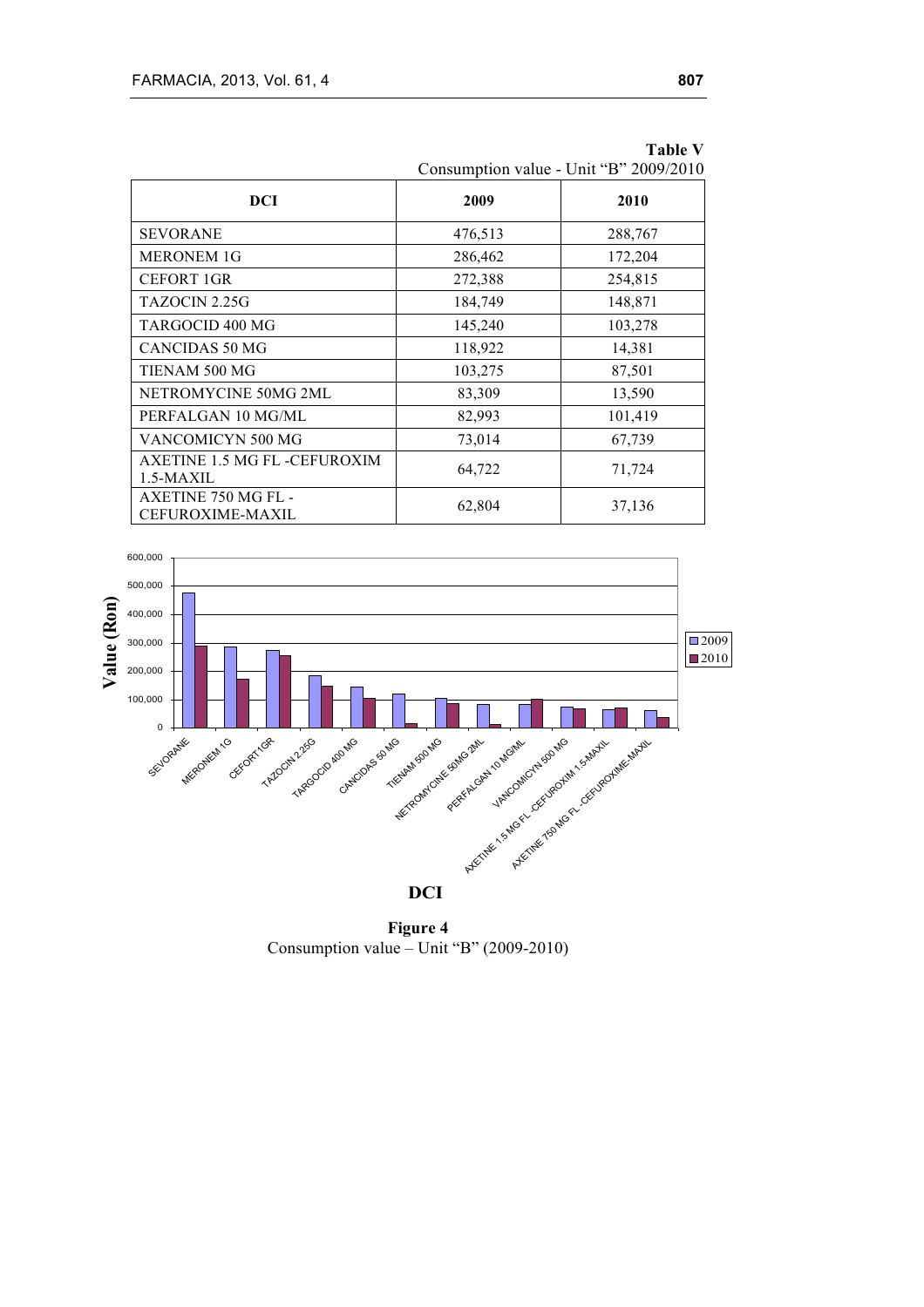**Table V**

Consumption value - Unit "B" 2009/2010

| DCI | 2009 | 2010 |
|---|---|---|
| SEVORANE | 476,513 | 288,767 |
| MERONEM 1G | 286,462 | 172,204 |
| CEFORT 1GR | 272,388 | 254,815 |
| TAZOCIN 2.25G | 184,749 | 148,871 |
| TARGOCID 400 MG | 145,240 | 103,278 |
| CANCIDAS 50 MG | 118,922 | 14,381 |
| TIENAM 500 MG | 103,275 | 87,501 |
| NETROMYCINE 50MG 2ML | 83,309 | 13,590 |
| PERFALGAN 10 MG/ML | 82,993 | 101,419 |
| VANCOMICYN 500 MG | 73,014 | 67,739 |
| AXETINE 1.5 MG FL -CEFUROXIM 1.5-MAXIL | 64,722 | 71,724 |
| AXETINE 750 MG FL - CEFUROXIME-MAXIL | 62,804 | 37,136 |

**Figure 4**

Consumption value – Unit "B" (2009-2010)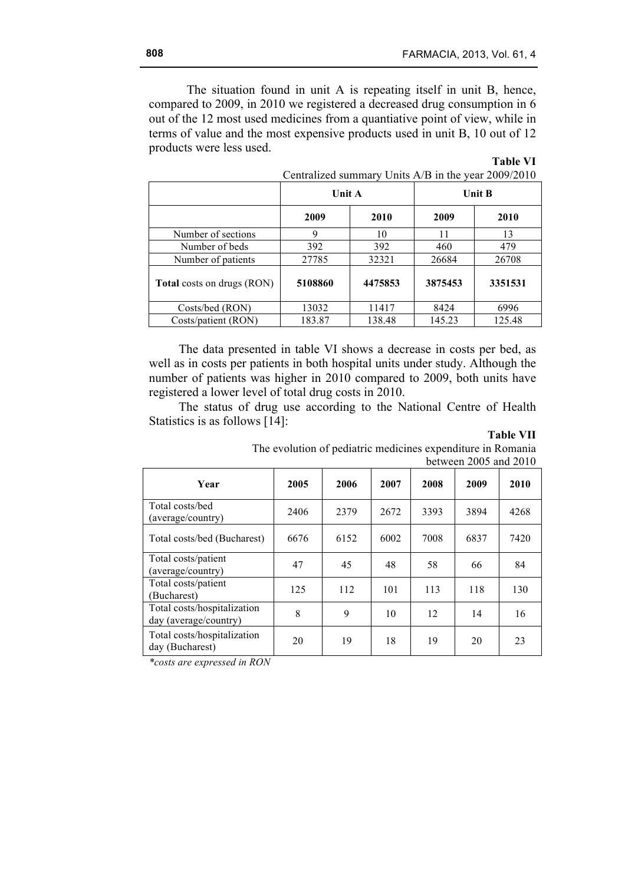The situation found in unit A is repeating itself in unit B, hence, compared to 2009, in 2010 we registered a decreased drug consumption in 6 out of the 12 most used medicines from a quantiative point of view, while in terms of value and the most expensive products used in unit B, 10 out of 12 products were less used.

**Table VI**

Centralized summary Units A/B in the year 2009/2010

| | **Unit A** | | **Unit B** | |
|---|---|---|---|---|
| | **2009** | **2010** | **2009** | **2010** |
| Number of sections | 9 | 10 | 11 | 13 |
| Number of beds | 392 | 392 | 460 | 479 |
| Number of patients | 27785 | 32321 | 26684 | 26708 |
| **Total** costs on drugs (RON) | **5108860** | **4475853** | **3875453** | **3351531** |
| Costs/bed (RON) | 13032 | 11417 | 8424 | 6996 |
| Costs/patient (RON) | 183.87 | 138.48 | 145.23 | 125.48 |

The data presented in table VI shows a decrease in costs per bed, as well as in costs per patients in both hospital units under study. Although the number of patients was higher in 2010 compared to 2009, both units have registered a lower level of total drug costs in 2010.

The status of drug use according to the National Centre of Health Statistics is as follows [14]:

**Table VII**

The evolution of pediatric medicines expenditure in Romania between 2005 and 2010

| Year | 2005 | 2006 | 2007 | 2008 | 2009 | 2010 |
|---|---|---|---|---|---|---|
| Total costs/bed (average/country) | 2406 | 2379 | 2672 | 3393 | 3894 | 4268 |
| Total costs/bed (Bucharest) | 6676 | 6152 | 6002 | 7008 | 6837 | 7420 |
| Total costs/patient (average/country) | 47 | 45 | 48 | 58 | 66 | 84 |
| Total costs/patient (Bucharest) | 125 | 112 | 101 | 113 | 118 | 130 |
| Total costs/hospitalization day (average/country) | 8 | 9 | 10 | 12 | 14 | 16 |
| Total costs/hospitalization day (Bucharest) | 20 | 19 | 18 | 19 | 20 | 23 |

*\*costs are expressed in RON*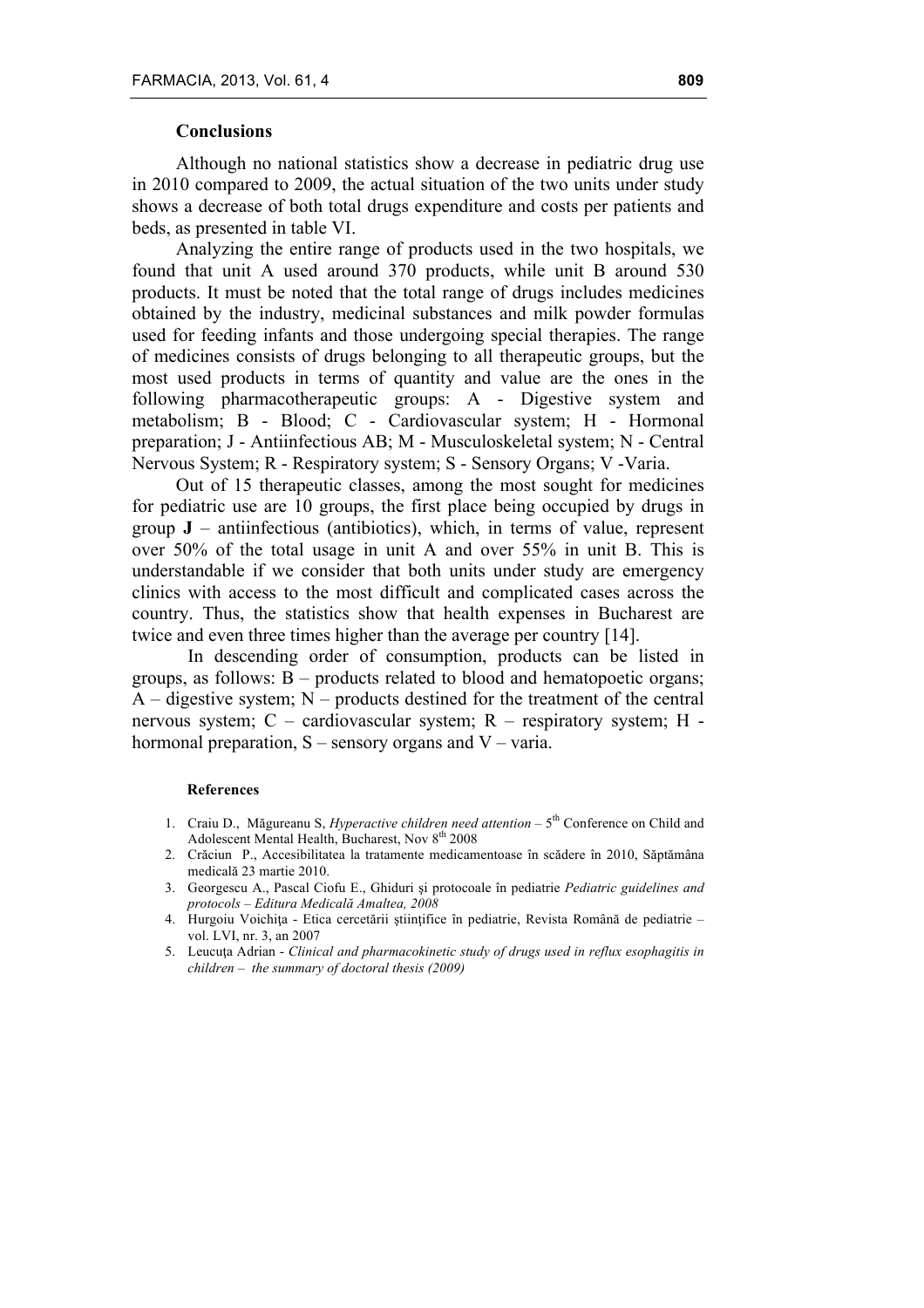## Conclusions

Although no national statistics show a decrease in pediatric drug use in 2010 compared to 2009, the actual situation of the two units under study shows a decrease of both total drugs expenditure and costs per patients and beds, as presented in table VI.

Analyzing the entire range of products used in the two hospitals, we found that unit A used around 370 products, while unit B around 530 products. It must be noted that the total range of drugs includes medicines obtained by the industry, medicinal substances and milk powder formulas used for feeding infants and those undergoing special therapies. The range of medicines consists of drugs belonging to all therapeutic groups, but the most used products in terms of quantity and value are the ones in the following pharmacotherapeutic groups: A - Digestive system and metabolism; B - Blood; C - Cardiovascular system; H - Hormonal preparation; J - Antiinfectious AB; M - Musculoskeletal system; N - Central Nervous System; R - Respiratory system; S - Sensory Organs; V -Varia.

Out of 15 therapeutic classes, among the most sought for medicines for pediatric use are 10 groups, the first place being occupied by drugs in group **J** – antiinfectious (antibiotics), which, in terms of value, represent over 50% of the total usage in unit A and over 55% in unit B. This is understandable if we consider that both units under study are emergency clinics with access to the most difficult and complicated cases across the country. Thus, the statistics show that health expenses in Bucharest are twice and even three times higher than the average per country [14].

In descending order of consumption, products can be listed in groups, as follows: B – products related to blood and hematopoetic organs; A – digestive system; N – products destined for the treatment of the central nervous system; C – cardiovascular system; R – respiratory system; H - hormonal preparation, S – sensory organs and V – varia.

### References

1. Craiu D., Măgureanu S, *Hyperactive children need attention* – 5th Conference on Child and Adolescent Mental Health, Bucharest, Nov 8th 2008
2. Crăciun P., Accesibilitatea la tratamente medicamentoase în scădere în 2010, Săptămâna medicală 23 martie 2010.
3. Georgescu A., Pascal Ciofu E., Ghiduri şi protocoale în pediatrie *Pediatric guidelines and protocols – Editura Medicală Amaltea, 2008*
4. Hurgoiu Voichiţa - Etica cercetării ştiinţifice în pediatrie, Revista Română de pediatrie – vol. LVI, nr. 3, an 2007
5. Leucuţa Adrian - *Clinical and pharmacokinetic study of drugs used in reflux esophagitis in children – the summary of doctoral thesis (2009)*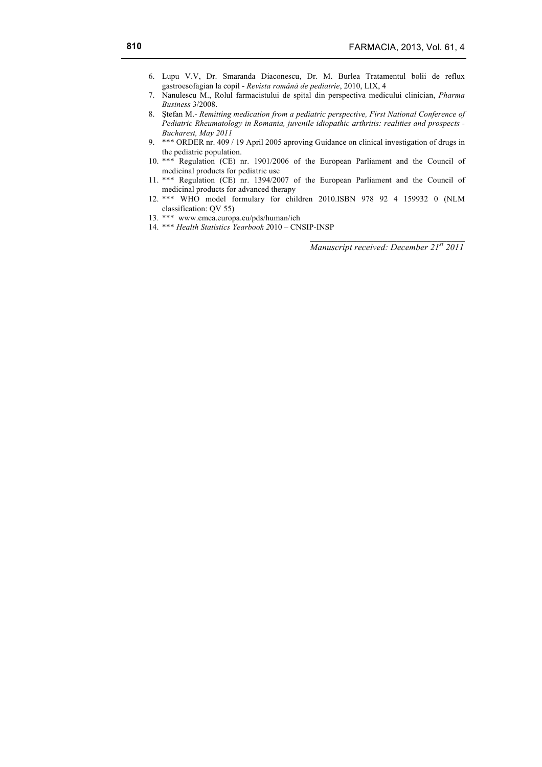6. Lupu V.V, Dr. Smaranda Diaconescu, Dr. M. Burlea Tratamentul bolii de reflux gastroesofagian la copil - *Revista română de pediatrie*, 2010, LIX, 4
7. Nanulescu M., Rolul farmacistului de spital din perspectiva medicului clinician, *Pharma Business* 3/2008.
8. Ştefan M.- *Remitting medication from a pediatric perspective, First National Conference of Pediatric Rheumatology in Romania, juvenile idiopathic arthritis: realities and prospects - Bucharest, May 2011*
9. *** ORDER nr. 409 / 19 April 2005 aproving Guidance on clinical investigation of drugs in the pediatric population.
10. *** Regulation (CE) nr. 1901/2006 of the European Parliament and the Council of medicinal products for pediatric use
11. *** Regulation (CE) nr. 1394/2007 of the European Parliament and the Council of medicinal products for advanced therapy
12. *** WHO model formulary for children 2010.ISBN 978 92 4 159932 0 (NLM classification: QV 55)
13. *** www.emea.europa.eu/pds/human/ich
14. *** *Health Statistics Yearbook 2*010 – CNSIP-INSP

*Manuscript received: December 21st 2011*